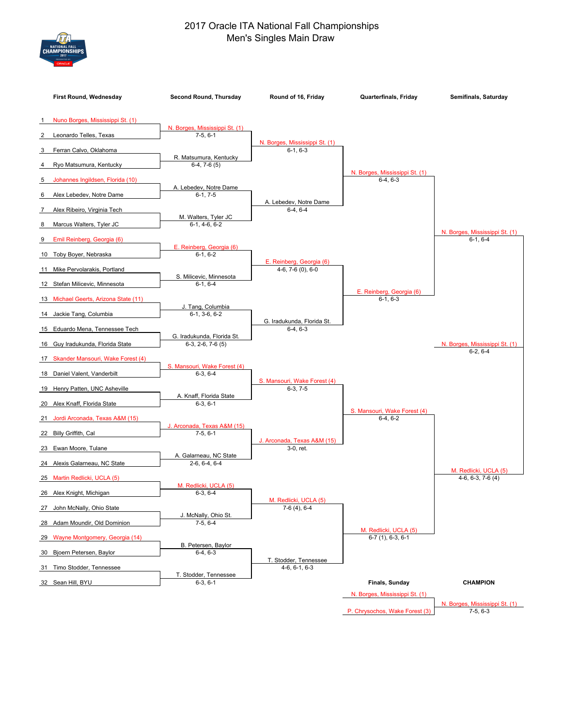# 2017 Oracle ITA National Fall Championships
## Men's Singles Main Draw

### First Round, Wednesday

1 Nuno Borges, Mississippi St. (1)
2 Leonardo Telles, Texas
3 Ferran Calvo, Oklahoma
4 Ryo Matsumura, Kentucky
5 Johannes Ingildsen, Florida (10)
6 Alex Lebedev, Notre Dame
7 Alex Ribeiro, Virginia Tech
8 Marcus Walters, Tyler JC
9 Emil Reinberg, Georgia (6)
10 Toby Boyer, Nebraska
11 Mike Pervolarakis, Portland
12 Stefan Milicevic, Minnesota
13 Michael Geerts, Arizona State (11)
14 Jackie Tang, Columbia
15 Eduardo Mena, Tennessee Tech
16 Guy Iradukunda, Florida State
17 Skander Mansouri, Wake Forest (4)
18 Daniel Valent, Vanderbilt
19 Henry Patten, UNC Asheville
20 Alex Knaff, Florida State
21 Jordi Arconada, Texas A&M (15)
22 Billy Griffith, Cal
23 Ewan Moore, Tulane
24 Alexis Galarneau, NC State
25 Martin Redlicki, UCLA (5)
26 Alex Knight, Michigan
27 John McNally, Ohio State
28 Adam Moundir, Old Dominion
29 Wayne Montgomery, Georgia (14)
30 Bjoern Petersen, Baylor
31 Timo Stodder, Tennessee
32 Sean Hill, BYU

### Second Round, Thursday

N. Borges, Mississippi St. (1) 7-5, 6-1
R. Matsumura, Kentucky 6-4, 7-6 (5)
A. Lebedev, Notre Dame 6-1, 7-5
M. Walters, Tyler JC 6-1, 4-6, 6-2
E. Reinberg, Georgia (6) 6-1, 6-2
S. Milicevic, Minnesota 6-1, 6-4
J. Tang, Columbia 6-1, 3-6, 6-2
G. Iradukunda, Florida St. 6-3, 2-6, 7-6 (5)
S. Mansouri, Wake Forest (4) 6-3, 6-4
A. Knaff, Florida State 6-3, 6-1
J. Arconada, Texas A&M (15) 7-5, 6-1
A. Galarneau, NC State 2-6, 6-4, 6-4
M. Redlicki, UCLA (5) 6-3, 6-4
J. McNally, Ohio St. 7-5, 6-4
B. Petersen, Baylor 6-4, 6-3
T. Stodder, Tennessee 6-3, 6-1

### Round of 16, Friday

N. Borges, Mississippi St. (1) 6-1, 6-3
A. Lebedev, Notre Dame 6-4, 6-4
E. Reinberg, Georgia (6) 4-6, 7-6 (0), 6-0
G. Iradukunda, Florida St. 6-4, 6-3
S. Mansouri, Wake Forest (4) 6-3, 7-5
J. Arconada, Texas A&M (15) 3-0, ret.
M. Redlicki, UCLA (5) 7-6 (4), 6-4
T. Stodder, Tennessee 4-6, 6-1, 6-3

### Quarterfinals, Friday

N. Borges, Mississippi St. (1) 6-4, 6-3
E. Reinberg, Georgia (6) 6-1, 6-3
S. Mansouri, Wake Forest (4) 6-4, 6-2
M. Redlicki, UCLA (5) 6-7 (1), 6-3, 6-1

### Semifinals, Saturday

N. Borges, Mississippi St. (1) 6-1, 6-4
M. Redlicki, UCLA (5) 4-6, 6-3, 7-6 (4)

N. Borges, Mississippi St. (1) 6-2, 6-4

### Finals, Sunday

N. Borges, Mississippi St. (1)
P. Chrysochos, Wake Forest (3)

### CHAMPION

N. Borges, Mississippi St. (1) 7-5, 6-3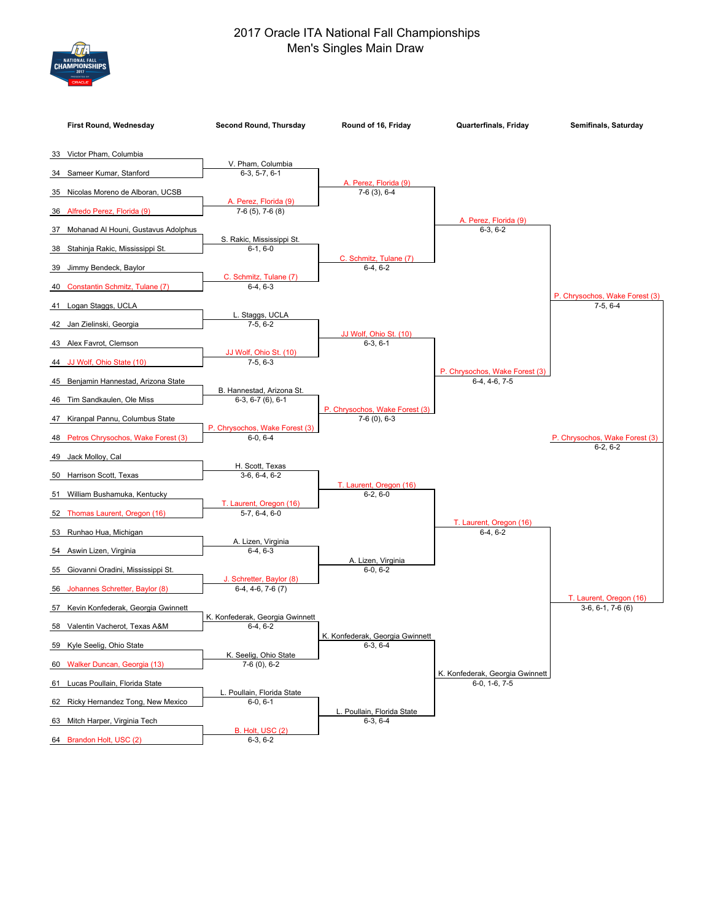# 2017 Oracle ITA National Fall Championships
## Men's Singles Main Draw

**First Round, Wednesday**

33 Victor Pham, Columbia
34 Sameer Kumar, Stanford
35 Nicolas Moreno de Alboran, UCSB
36 Alfredo Perez, Florida (9)
37 Mohanad Al Houni, Gustavus Adolphus
38 Stahinja Rakic, Mississippi St.
39 Jimmy Bendeck, Baylor
40 Constantin Schmitz, Tulane (7)
41 Logan Staggs, UCLA
42 Jan Zielinski, Georgia
43 Alex Favrot, Clemson
44 JJ Wolf, Ohio State (10)
45 Benjamin Hannestad, Arizona State
46 Tim Sandkaulen, Ole Miss
47 Kiranpal Pannu, Columbus State
48 Petros Chrysochos, Wake Forest (3)
49 Jack Molloy, Cal
50 Harrison Scott, Texas
51 William Bushamuka, Kentucky
52 Thomas Laurent, Oregon (16)
53 Runhao Hua, Michigan
54 Aswin Lizen, Virginia
55 Giovanni Oradini, Mississippi St.
56 Johannes Schretter, Baylor (8)
57 Kevin Konfederak, Georgia Gwinnett
58 Valentin Vacherot, Texas A&M
59 Kyle Seelig, Ohio State
60 Walker Duncan, Georgia (13)
61 Lucas Poullain, Florida State
62 Ricky Hernandez Tong, New Mexico
63 Mitch Harper, Virginia Tech
64 Brandon Holt, USC (2)

**Second Round, Thursday**

V. Pham, Columbia — 6-3, 5-7, 6-1
A. Perez, Florida (9) — 7-6 (5), 7-6 (8)
S. Rakic, Mississippi St. — 6-1, 6-0
C. Schmitz, Tulane (7) — 6-4, 6-3
L. Staggs, UCLA — 7-5, 6-2
JJ Wolf, Ohio St. (10) — 7-5, 6-3
B. Hannestad, Arizona St. — 6-3, 6-7 (6), 6-1
P. Chrysochos, Wake Forest (3) — 6-0, 6-4
H. Scott, Texas — 3-6, 6-4, 6-2
T. Laurent, Oregon (16) — 5-7, 6-4, 6-0
A. Lizen, Virginia — 6-4, 6-3
J. Schretter, Baylor (8) — 6-4, 4-6, 7-6 (7)
K. Konfederak, Georgia Gwinnett — 6-4, 6-2
K. Seelig, Ohio State — 7-6 (0), 6-2
L. Poullain, Florida State — 6-0, 6-1
B. Holt, USC (2) — 6-3, 6-2

**Round of 16, Friday**

A. Perez, Florida (9) — 7-6 (3), 6-4
C. Schmitz, Tulane (7) — 6-4, 6-2
JJ Wolf, Ohio St. (10) — 6-3, 6-1
P. Chrysochos, Wake Forest (3) — 7-6 (0), 6-3
T. Laurent, Oregon (16) — 6-2, 6-0
A. Lizen, Virginia — 6-0, 6-2
K. Konfederak, Georgia Gwinnett — 6-3, 6-4
L. Poullain, Florida State — 6-3, 6-4

**Quarterfinals, Friday**

A. Perez, Florida (9) — 6-3, 6-2
P. Chrysochos, Wake Forest (3) — 6-4, 4-6, 7-5
T. Laurent, Oregon (16) — 6-4, 6-2
K. Konfederak, Georgia Gwinnett — 6-0, 1-6, 7-5

**Semifinals, Saturday**

P. Chrysochos, Wake Forest (3) — 7-5, 6-4
T. Laurent, Oregon (16) — 3-6, 6-1, 7-6 (6)

P. Chrysochos, Wake Forest (3) — 6-2, 6-2